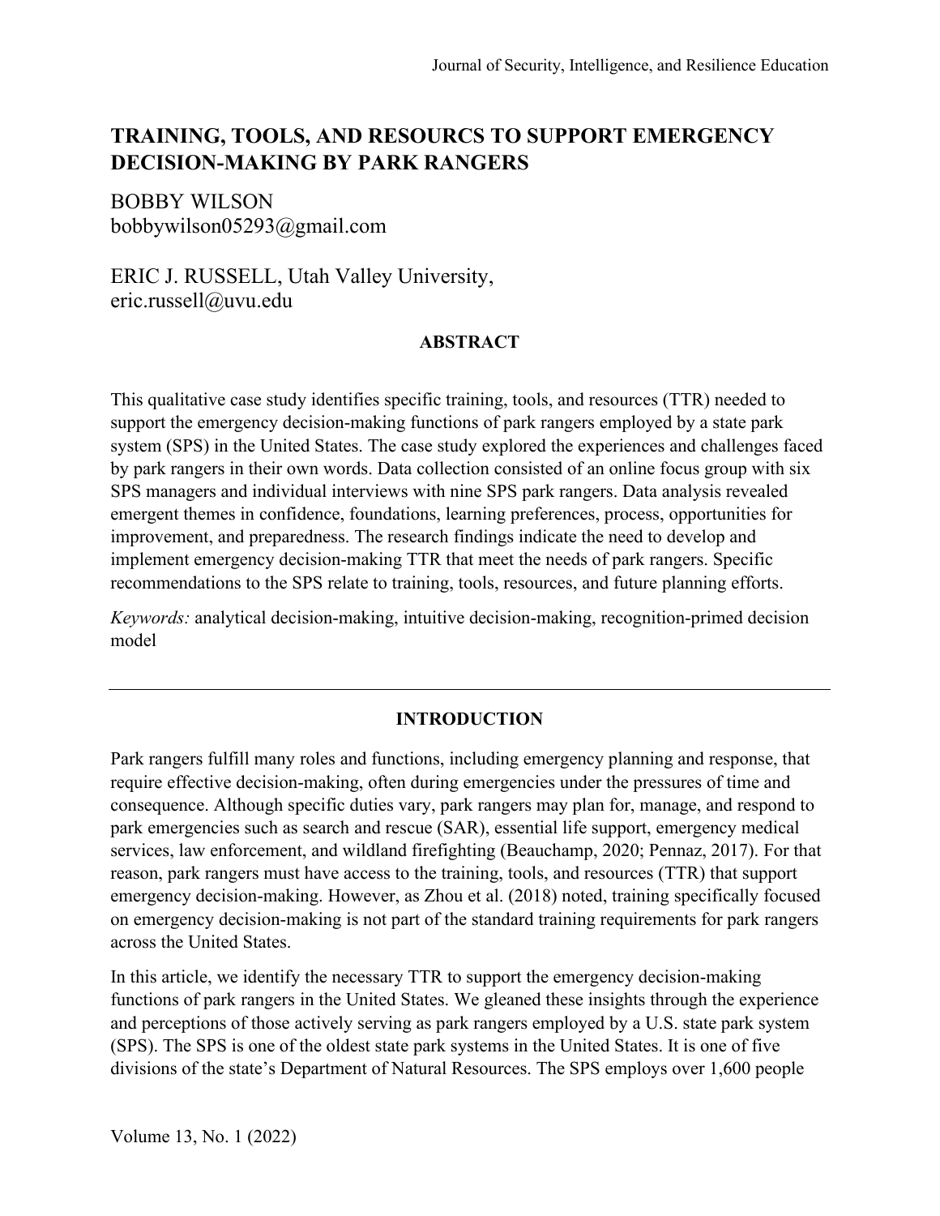# TRAINING, TOOLS, AND RESOURCS TO SUPPORT EMERGENCY DECISION-MAKING BY PARK RANGERS

BOBBY WILSON
bobbywilson05293@gmail.com

ERIC J. RUSSELL, Utah Valley University,
eric.russell@uvu.edu

## ABSTRACT

This qualitative case study identifies specific training, tools, and resources (TTR) needed to support the emergency decision-making functions of park rangers employed by a state park system (SPS) in the United States. The case study explored the experiences and challenges faced by park rangers in their own words. Data collection consisted of an online focus group with six SPS managers and individual interviews with nine SPS park rangers. Data analysis revealed emergent themes in confidence, foundations, learning preferences, process, opportunities for improvement, and preparedness. The research findings indicate the need to develop and implement emergency decision-making TTR that meet the needs of park rangers. Specific recommendations to the SPS relate to training, tools, resources, and future planning efforts.

*Keywords:* analytical decision-making, intuitive decision-making, recognition-primed decision model

---

## INTRODUCTION

Park rangers fulfill many roles and functions, including emergency planning and response, that require effective decision-making, often during emergencies under the pressures of time and consequence. Although specific duties vary, park rangers may plan for, manage, and respond to park emergencies such as search and rescue (SAR), essential life support, emergency medical services, law enforcement, and wildland firefighting (Beauchamp, 2020; Pennaz, 2017). For that reason, park rangers must have access to the training, tools, and resources (TTR) that support emergency decision-making. However, as Zhou et al. (2018) noted, training specifically focused on emergency decision-making is not part of the standard training requirements for park rangers across the United States.

In this article, we identify the necessary TTR to support the emergency decision-making functions of park rangers in the United States. We gleaned these insights through the experience and perceptions of those actively serving as park rangers employed by a U.S. state park system (SPS). The SPS is one of the oldest state park systems in the United States. It is one of five divisions of the state's Department of Natural Resources. The SPS employs over 1,600 people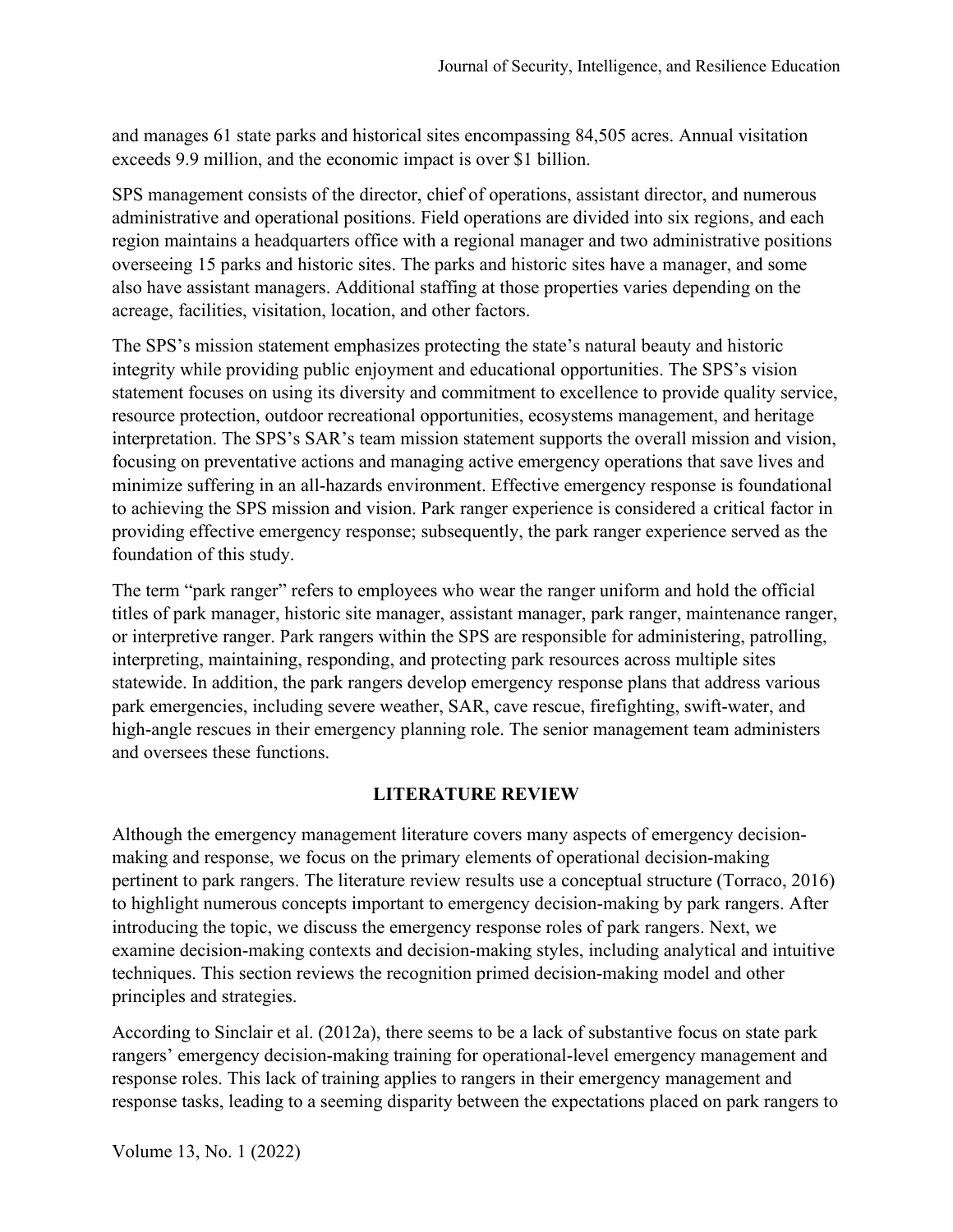and manages 61 state parks and historical sites encompassing 84,505 acres. Annual visitation exceeds 9.9 million, and the economic impact is over $1 billion.

SPS management consists of the director, chief of operations, assistant director, and numerous administrative and operational positions. Field operations are divided into six regions, and each region maintains a headquarters office with a regional manager and two administrative positions overseeing 15 parks and historic sites. The parks and historic sites have a manager, and some also have assistant managers. Additional staffing at those properties varies depending on the acreage, facilities, visitation, location, and other factors.

The SPS's mission statement emphasizes protecting the state's natural beauty and historic integrity while providing public enjoyment and educational opportunities. The SPS's vision statement focuses on using its diversity and commitment to excellence to provide quality service, resource protection, outdoor recreational opportunities, ecosystems management, and heritage interpretation. The SPS's SAR's team mission statement supports the overall mission and vision, focusing on preventative actions and managing active emergency operations that save lives and minimize suffering in an all-hazards environment. Effective emergency response is foundational to achieving the SPS mission and vision. Park ranger experience is considered a critical factor in providing effective emergency response; subsequently, the park ranger experience served as the foundation of this study.

The term "park ranger" refers to employees who wear the ranger uniform and hold the official titles of park manager, historic site manager, assistant manager, park ranger, maintenance ranger, or interpretive ranger. Park rangers within the SPS are responsible for administering, patrolling, interpreting, maintaining, responding, and protecting park resources across multiple sites statewide. In addition, the park rangers develop emergency response plans that address various park emergencies, including severe weather, SAR, cave rescue, firefighting, swift-water, and high-angle rescues in their emergency planning role. The senior management team administers and oversees these functions.

## LITERATURE REVIEW

Although the emergency management literature covers many aspects of emergency decision-making and response, we focus on the primary elements of operational decision-making pertinent to park rangers. The literature review results use a conceptual structure (Torraco, 2016) to highlight numerous concepts important to emergency decision-making by park rangers. After introducing the topic, we discuss the emergency response roles of park rangers. Next, we examine decision-making contexts and decision-making styles, including analytical and intuitive techniques. This section reviews the recognition primed decision-making model and other principles and strategies.

According to Sinclair et al. (2012a), there seems to be a lack of substantive focus on state park rangers' emergency decision-making training for operational-level emergency management and response roles. This lack of training applies to rangers in their emergency management and response tasks, leading to a seeming disparity between the expectations placed on park rangers to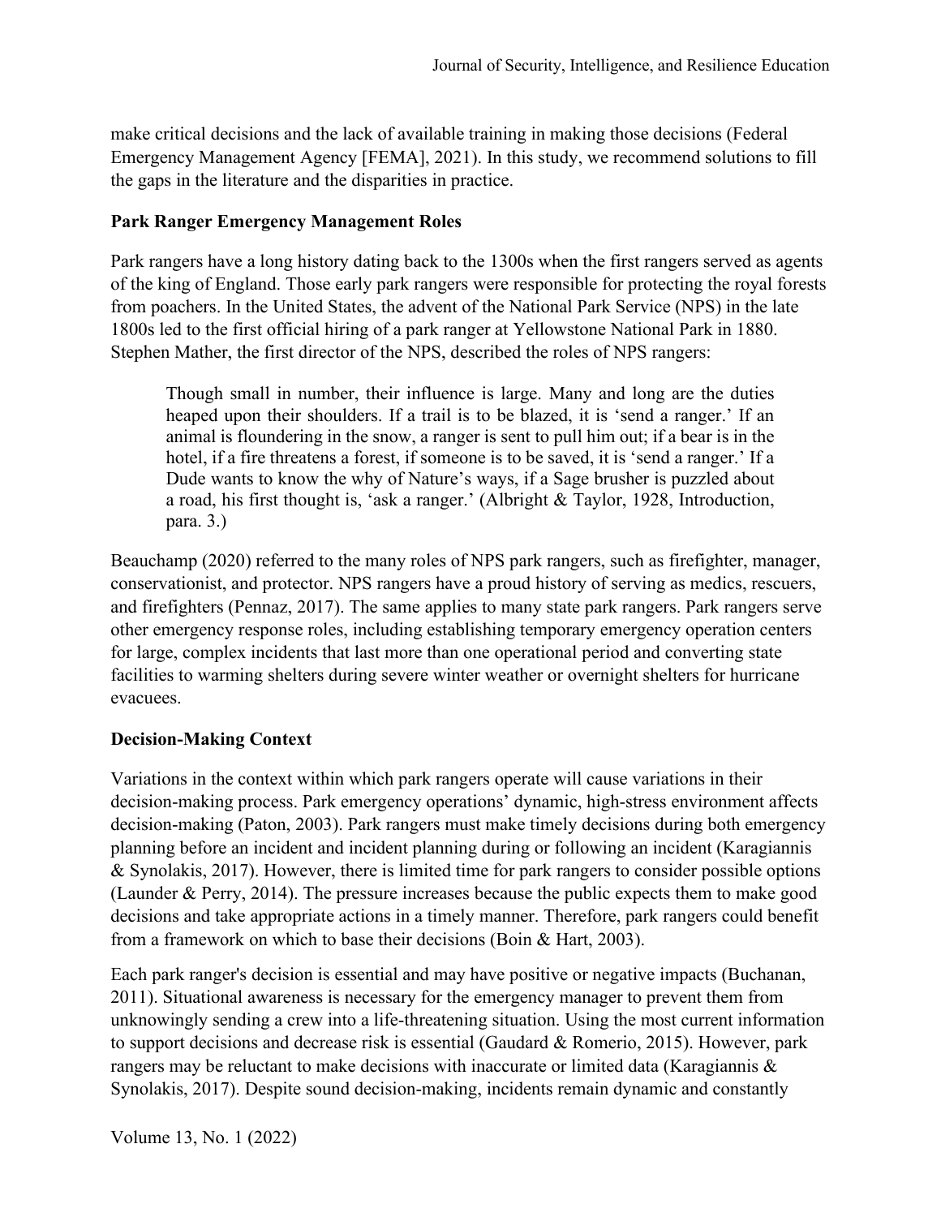make critical decisions and the lack of available training in making those decisions (Federal Emergency Management Agency [FEMA], 2021). In this study, we recommend solutions to fill the gaps in the literature and the disparities in practice.

## Park Ranger Emergency Management Roles

Park rangers have a long history dating back to the 1300s when the first rangers served as agents of the king of England. Those early park rangers were responsible for protecting the royal forests from poachers. In the United States, the advent of the National Park Service (NPS) in the late 1800s led to the first official hiring of a park ranger at Yellowstone National Park in 1880. Stephen Mather, the first director of the NPS, described the roles of NPS rangers:

> Though small in number, their influence is large. Many and long are the duties heaped upon their shoulders. If a trail is to be blazed, it is 'send a ranger.' If an animal is floundering in the snow, a ranger is sent to pull him out; if a bear is in the hotel, if a fire threatens a forest, if someone is to be saved, it is 'send a ranger.' If a Dude wants to know the why of Nature's ways, if a Sage brusher is puzzled about a road, his first thought is, 'ask a ranger.' (Albright & Taylor, 1928, Introduction, para. 3.)

Beauchamp (2020) referred to the many roles of NPS park rangers, such as firefighter, manager, conservationist, and protector. NPS rangers have a proud history of serving as medics, rescuers, and firefighters (Pennaz, 2017). The same applies to many state park rangers. Park rangers serve other emergency response roles, including establishing temporary emergency operation centers for large, complex incidents that last more than one operational period and converting state facilities to warming shelters during severe winter weather or overnight shelters for hurricane evacuees.

## Decision-Making Context

Variations in the context within which park rangers operate will cause variations in their decision-making process. Park emergency operations' dynamic, high-stress environment affects decision-making (Paton, 2003). Park rangers must make timely decisions during both emergency planning before an incident and incident planning during or following an incident (Karagiannis & Synolakis, 2017). However, there is limited time for park rangers to consider possible options (Launder & Perry, 2014). The pressure increases because the public expects them to make good decisions and take appropriate actions in a timely manner. Therefore, park rangers could benefit from a framework on which to base their decisions (Boin & Hart, 2003).

Each park ranger's decision is essential and may have positive or negative impacts (Buchanan, 2011). Situational awareness is necessary for the emergency manager to prevent them from unknowingly sending a crew into a life-threatening situation. Using the most current information to support decisions and decrease risk is essential (Gaudard & Romerio, 2015). However, park rangers may be reluctant to make decisions with inaccurate or limited data (Karagiannis & Synolakis, 2017). Despite sound decision-making, incidents remain dynamic and constantly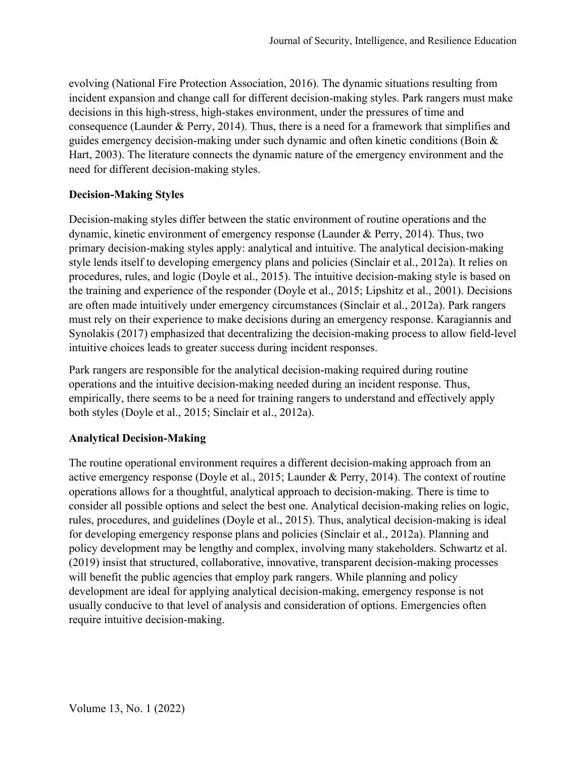evolving (National Fire Protection Association, 2016). The dynamic situations resulting from incident expansion and change call for different decision-making styles. Park rangers must make decisions in this high-stress, high-stakes environment, under the pressures of time and consequence (Launder & Perry, 2014). Thus, there is a need for a framework that simplifies and guides emergency decision-making under such dynamic and often kinetic conditions (Boin & Hart, 2003). The literature connects the dynamic nature of the emergency environment and the need for different decision-making styles.

## Decision-Making Styles

Decision-making styles differ between the static environment of routine operations and the dynamic, kinetic environment of emergency response (Launder & Perry, 2014). Thus, two primary decision-making styles apply: analytical and intuitive. The analytical decision-making style lends itself to developing emergency plans and policies (Sinclair et al., 2012a). It relies on procedures, rules, and logic (Doyle et al., 2015). The intuitive decision-making style is based on the training and experience of the responder (Doyle et al., 2015; Lipshitz et al., 2001). Decisions are often made intuitively under emergency circumstances (Sinclair et al., 2012a). Park rangers must rely on their experience to make decisions during an emergency response. Karagiannis and Synolakis (2017) emphasized that decentralizing the decision-making process to allow field-level intuitive choices leads to greater success during incident responses.

Park rangers are responsible for the analytical decision-making required during routine operations and the intuitive decision-making needed during an incident response. Thus, empirically, there seems to be a need for training rangers to understand and effectively apply both styles (Doyle et al., 2015; Sinclair et al., 2012a).

## Analytical Decision-Making

The routine operational environment requires a different decision-making approach from an active emergency response (Doyle et al., 2015; Launder & Perry, 2014). The context of routine operations allows for a thoughtful, analytical approach to decision-making. There is time to consider all possible options and select the best one. Analytical decision-making relies on logic, rules, procedures, and guidelines (Doyle et al., 2015). Thus, analytical decision-making is ideal for developing emergency response plans and policies (Sinclair et al., 2012a). Planning and policy development may be lengthy and complex, involving many stakeholders. Schwartz et al. (2019) insist that structured, collaborative, innovative, transparent decision-making processes will benefit the public agencies that employ park rangers. While planning and policy development are ideal for applying analytical decision-making, emergency response is not usually conducive to that level of analysis and consideration of options. Emergencies often require intuitive decision-making.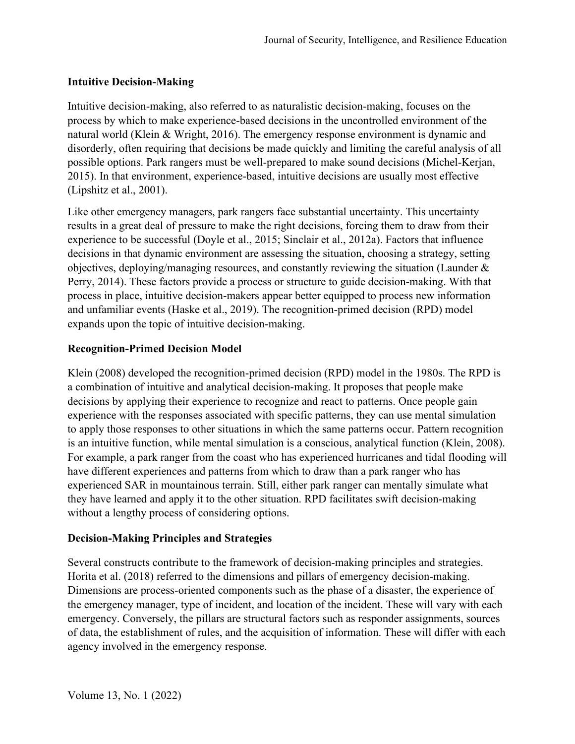## Intuitive Decision-Making

Intuitive decision-making, also referred to as naturalistic decision-making, focuses on the process by which to make experience-based decisions in the uncontrolled environment of the natural world (Klein & Wright, 2016). The emergency response environment is dynamic and disorderly, often requiring that decisions be made quickly and limiting the careful analysis of all possible options. Park rangers must be well-prepared to make sound decisions (Michel-Kerjan, 2015). In that environment, experience-based, intuitive decisions are usually most effective (Lipshitz et al., 2001).

Like other emergency managers, park rangers face substantial uncertainty. This uncertainty results in a great deal of pressure to make the right decisions, forcing them to draw from their experience to be successful (Doyle et al., 2015; Sinclair et al., 2012a). Factors that influence decisions in that dynamic environment are assessing the situation, choosing a strategy, setting objectives, deploying/managing resources, and constantly reviewing the situation (Launder & Perry, 2014). These factors provide a process or structure to guide decision-making. With that process in place, intuitive decision-makers appear better equipped to process new information and unfamiliar events (Haske et al., 2019). The recognition-primed decision (RPD) model expands upon the topic of intuitive decision-making.

## Recognition-Primed Decision Model

Klein (2008) developed the recognition-primed decision (RPD) model in the 1980s. The RPD is a combination of intuitive and analytical decision-making. It proposes that people make decisions by applying their experience to recognize and react to patterns. Once people gain experience with the responses associated with specific patterns, they can use mental simulation to apply those responses to other situations in which the same patterns occur. Pattern recognition is an intuitive function, while mental simulation is a conscious, analytical function (Klein, 2008). For example, a park ranger from the coast who has experienced hurricanes and tidal flooding will have different experiences and patterns from which to draw than a park ranger who has experienced SAR in mountainous terrain. Still, either park ranger can mentally simulate what they have learned and apply it to the other situation. RPD facilitates swift decision-making without a lengthy process of considering options.

## Decision-Making Principles and Strategies

Several constructs contribute to the framework of decision-making principles and strategies. Horita et al. (2018) referred to the dimensions and pillars of emergency decision-making. Dimensions are process-oriented components such as the phase of a disaster, the experience of the emergency manager, type of incident, and location of the incident. These will vary with each emergency. Conversely, the pillars are structural factors such as responder assignments, sources of data, the establishment of rules, and the acquisition of information. These will differ with each agency involved in the emergency response.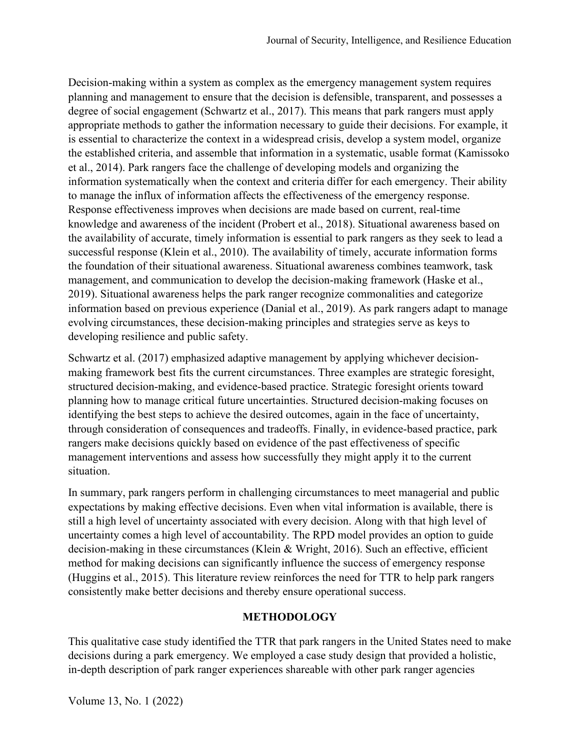Decision-making within a system as complex as the emergency management system requires planning and management to ensure that the decision is defensible, transparent, and possesses a degree of social engagement (Schwartz et al., 2017). This means that park rangers must apply appropriate methods to gather the information necessary to guide their decisions. For example, it is essential to characterize the context in a widespread crisis, develop a system model, organize the established criteria, and assemble that information in a systematic, usable format (Kamissoko et al., 2014). Park rangers face the challenge of developing models and organizing the information systematically when the context and criteria differ for each emergency. Their ability to manage the influx of information affects the effectiveness of the emergency response. Response effectiveness improves when decisions are made based on current, real-time knowledge and awareness of the incident (Probert et al., 2018). Situational awareness based on the availability of accurate, timely information is essential to park rangers as they seek to lead a successful response (Klein et al., 2010). The availability of timely, accurate information forms the foundation of their situational awareness. Situational awareness combines teamwork, task management, and communication to develop the decision-making framework (Haske et al., 2019). Situational awareness helps the park ranger recognize commonalities and categorize information based on previous experience (Danial et al., 2019). As park rangers adapt to manage evolving circumstances, these decision-making principles and strategies serve as keys to developing resilience and public safety.

Schwartz et al. (2017) emphasized adaptive management by applying whichever decision-making framework best fits the current circumstances. Three examples are strategic foresight, structured decision-making, and evidence-based practice. Strategic foresight orients toward planning how to manage critical future uncertainties. Structured decision-making focuses on identifying the best steps to achieve the desired outcomes, again in the face of uncertainty, through consideration of consequences and tradeoffs. Finally, in evidence-based practice, park rangers make decisions quickly based on evidence of the past effectiveness of specific management interventions and assess how successfully they might apply it to the current situation.

In summary, park rangers perform in challenging circumstances to meet managerial and public expectations by making effective decisions. Even when vital information is available, there is still a high level of uncertainty associated with every decision. Along with that high level of uncertainty comes a high level of accountability. The RPD model provides an option to guide decision-making in these circumstances (Klein & Wright, 2016). Such an effective, efficient method for making decisions can significantly influence the success of emergency response (Huggins et al., 2015). This literature review reinforces the need for TTR to help park rangers consistently make better decisions and thereby ensure operational success.

## METHODOLOGY

This qualitative case study identified the TTR that park rangers in the United States need to make decisions during a park emergency. We employed a case study design that provided a holistic, in-depth description of park ranger experiences shareable with other park ranger agencies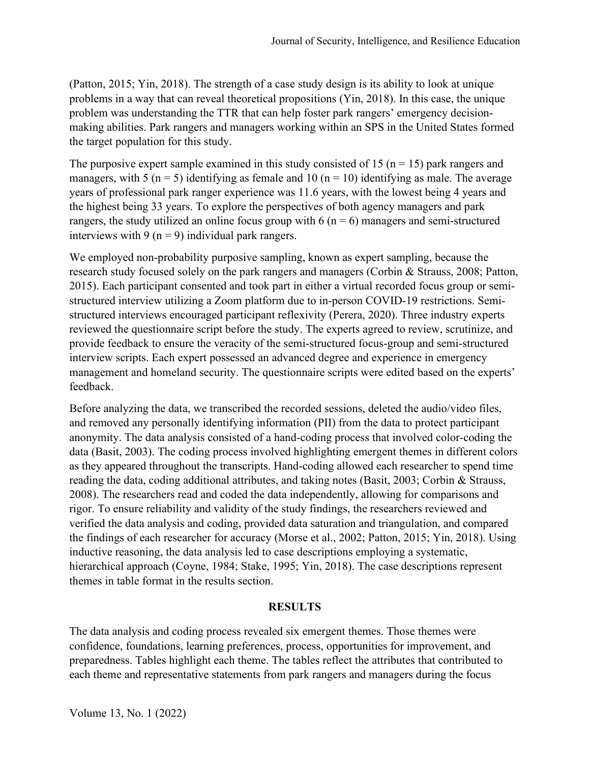(Patton, 2015; Yin, 2018). The strength of a case study design is its ability to look at unique problems in a way that can reveal theoretical propositions (Yin, 2018). In this case, the unique problem was understanding the TTR that can help foster park rangers' emergency decision-making abilities. Park rangers and managers working within an SPS in the United States formed the target population for this study.

The purposive expert sample examined in this study consisted of 15 (n = 15) park rangers and managers, with 5 (n = 5) identifying as female and 10 (n = 10) identifying as male. The average years of professional park ranger experience was 11.6 years, with the lowest being 4 years and the highest being 33 years. To explore the perspectives of both agency managers and park rangers, the study utilized an online focus group with 6 (n = 6) managers and semi-structured interviews with 9 (n = 9) individual park rangers.

We employed non-probability purposive sampling, known as expert sampling, because the research study focused solely on the park rangers and managers (Corbin & Strauss, 2008; Patton, 2015). Each participant consented and took part in either a virtual recorded focus group or semi-structured interview utilizing a Zoom platform due to in-person COVID-19 restrictions. Semi-structured interviews encouraged participant reflexivity (Perera, 2020). Three industry experts reviewed the questionnaire script before the study. The experts agreed to review, scrutinize, and provide feedback to ensure the veracity of the semi-structured focus-group and semi-structured interview scripts. Each expert possessed an advanced degree and experience in emergency management and homeland security. The questionnaire scripts were edited based on the experts' feedback.

Before analyzing the data, we transcribed the recorded sessions, deleted the audio/video files, and removed any personally identifying information (PII) from the data to protect participant anonymity. The data analysis consisted of a hand-coding process that involved color-coding the data (Basit, 2003). The coding process involved highlighting emergent themes in different colors as they appeared throughout the transcripts. Hand-coding allowed each researcher to spend time reading the data, coding additional attributes, and taking notes (Basit, 2003; Corbin & Strauss, 2008). The researchers read and coded the data independently, allowing for comparisons and rigor. To ensure reliability and validity of the study findings, the researchers reviewed and verified the data analysis and coding, provided data saturation and triangulation, and compared the findings of each researcher for accuracy (Morse et al., 2002; Patton, 2015; Yin, 2018). Using inductive reasoning, the data analysis led to case descriptions employing a systematic, hierarchical approach (Coyne, 1984; Stake, 1995; Yin, 2018). The case descriptions represent themes in table format in the results section.

## RESULTS

The data analysis and coding process revealed six emergent themes. Those themes were confidence, foundations, learning preferences, process, opportunities for improvement, and preparedness. Tables highlight each theme. The tables reflect the attributes that contributed to each theme and representative statements from park rangers and managers during the focus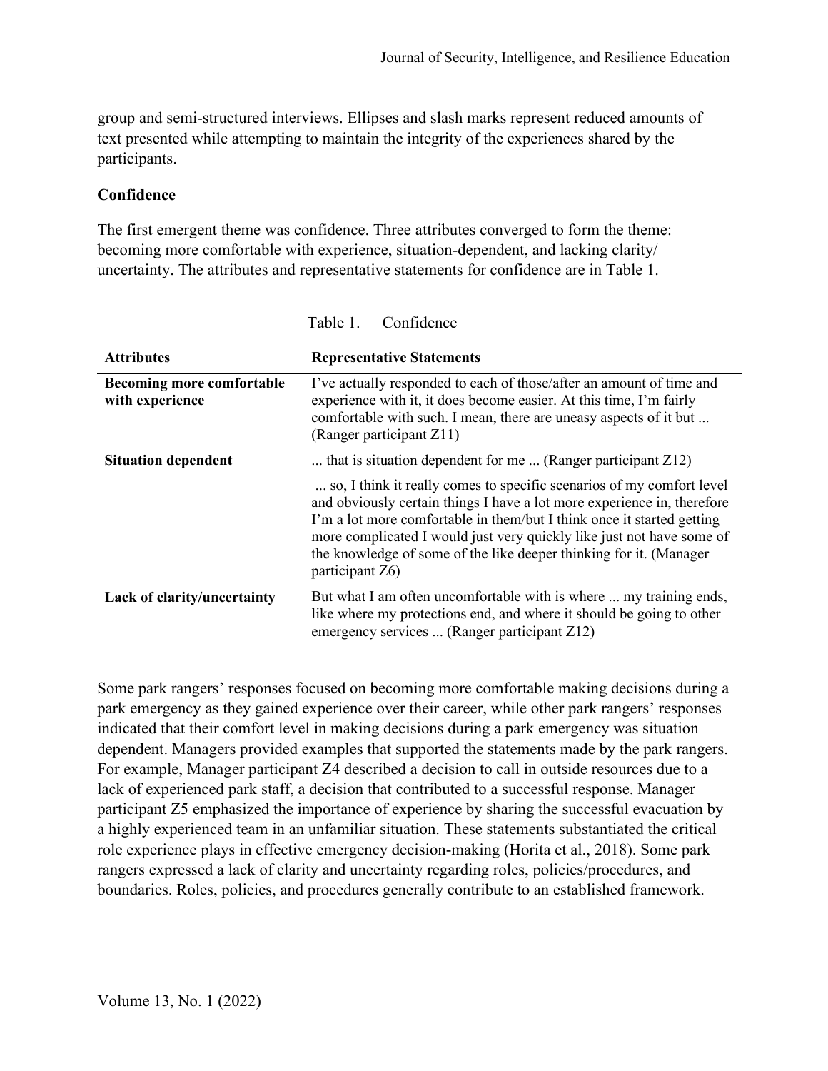group and semi-structured interviews. Ellipses and slash marks represent reduced amounts of text presented while attempting to maintain the integrity of the experiences shared by the participants.

### Confidence

The first emergent theme was confidence. Three attributes converged to form the theme: becoming more comfortable with experience, situation-dependent, and lacking clarity/ uncertainty. The attributes and representative statements for confidence are in Table 1.

Table 1. Confidence

| Attributes | Representative Statements |
|---|---|
| **Becoming more comfortable with experience** | I've actually responded to each of those/after an amount of time and experience with it, it does become easier. At this time, I'm fairly comfortable with such. I mean, there are uneasy aspects of it but ... (Ranger participant Z11) |
| **Situation dependent** | ... that is situation dependent for me ... (Ranger participant Z12)<br><br>... so, I think it really comes to specific scenarios of my comfort level and obviously certain things I have a lot more experience in, therefore I'm a lot more comfortable in them/but I think once it started getting more complicated I would just very quickly like just not have some of the knowledge of some of the like deeper thinking for it. (Manager participant Z6) |
| **Lack of clarity/uncertainty** | But what I am often uncomfortable with is where ... my training ends, like where my protections end, and where it should be going to other emergency services ... (Ranger participant Z12) |

Some park rangers' responses focused on becoming more comfortable making decisions during a park emergency as they gained experience over their career, while other park rangers' responses indicated that their comfort level in making decisions during a park emergency was situation dependent. Managers provided examples that supported the statements made by the park rangers. For example, Manager participant Z4 described a decision to call in outside resources due to a lack of experienced park staff, a decision that contributed to a successful response. Manager participant Z5 emphasized the importance of experience by sharing the successful evacuation by a highly experienced team in an unfamiliar situation. These statements substantiated the critical role experience plays in effective emergency decision-making (Horita et al., 2018). Some park rangers expressed a lack of clarity and uncertainty regarding roles, policies/procedures, and boundaries. Roles, policies, and procedures generally contribute to an established framework.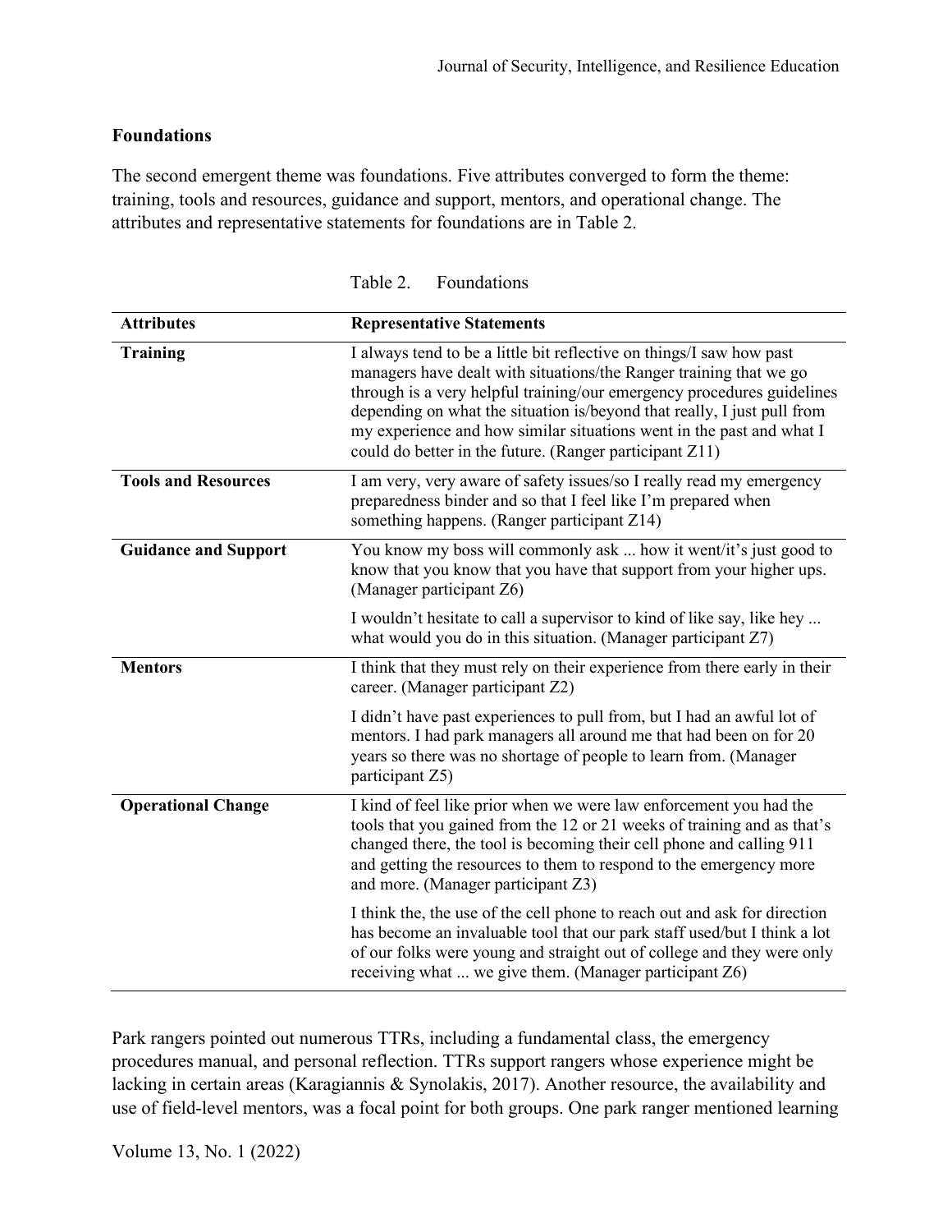### Foundations

The second emergent theme was foundations. Five attributes converged to form the theme: training, tools and resources, guidance and support, mentors, and operational change. The attributes and representative statements for foundations are in Table 2.

Table 2. Foundations

| Attributes | Representative Statements |
|---|---|
| **Training** | I always tend to be a little bit reflective on things/I saw how past managers have dealt with situations/the Ranger training that we go through is a very helpful training/our emergency procedures guidelines depending on what the situation is/beyond that really, I just pull from my experience and how similar situations went in the past and what I could do better in the future. (Ranger participant Z11) |
| **Tools and Resources** | I am very, very aware of safety issues/so I really read my emergency preparedness binder and so that I feel like I'm prepared when something happens. (Ranger participant Z14) |
| **Guidance and Support** | You know my boss will commonly ask ... how it went/it's just good to know that you know that you have that support from your higher ups. (Manager participant Z6) |
| | I wouldn't hesitate to call a supervisor to kind of like say, like hey ... what would you do in this situation. (Manager participant Z7) |
| **Mentors** | I think that they must rely on their experience from there early in their career. (Manager participant Z2) |
| | I didn't have past experiences to pull from, but I had an awful lot of mentors. I had park managers all around me that had been on for 20 years so there was no shortage of people to learn from. (Manager participant Z5) |
| **Operational Change** | I kind of feel like prior when we were law enforcement you had the tools that you gained from the 12 or 21 weeks of training and as that's changed there, the tool is becoming their cell phone and calling 911 and getting the resources to them to respond to the emergency more and more. (Manager participant Z3) |
| | I think the, the use of the cell phone to reach out and ask for direction has become an invaluable tool that our park staff used/but I think a lot of our folks were young and straight out of college and they were only receiving what ... we give them. (Manager participant Z6) |

Park rangers pointed out numerous TTRs, including a fundamental class, the emergency procedures manual, and personal reflection. TTRs support rangers whose experience might be lacking in certain areas (Karagiannis & Synolakis, 2017). Another resource, the availability and use of field-level mentors, was a focal point for both groups. One park ranger mentioned learning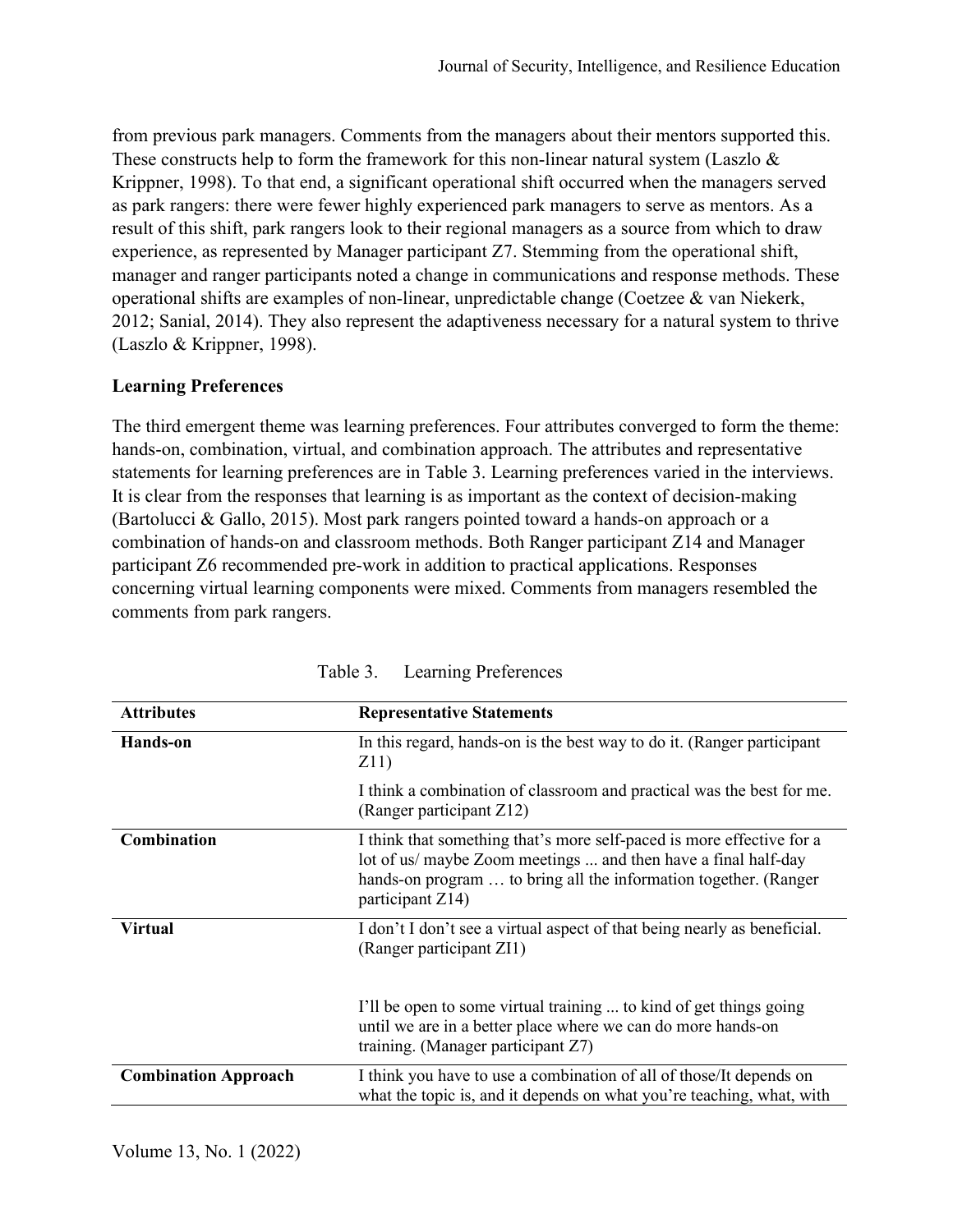from previous park managers. Comments from the managers about their mentors supported this. These constructs help to form the framework for this non-linear natural system (Laszlo & Krippner, 1998). To that end, a significant operational shift occurred when the managers served as park rangers: there were fewer highly experienced park managers to serve as mentors. As a result of this shift, park rangers look to their regional managers as a source from which to draw experience, as represented by Manager participant Z7. Stemming from the operational shift, manager and ranger participants noted a change in communications and response methods. These operational shifts are examples of non-linear, unpredictable change (Coetzee & van Niekerk, 2012; Sanial, 2014). They also represent the adaptiveness necessary for a natural system to thrive (Laszlo & Krippner, 1998).

### Learning Preferences

The third emergent theme was learning preferences. Four attributes converged to form the theme: hands-on, combination, virtual, and combination approach. The attributes and representative statements for learning preferences are in Table 3. Learning preferences varied in the interviews. It is clear from the responses that learning is as important as the context of decision-making (Bartolucci & Gallo, 2015). Most park rangers pointed toward a hands-on approach or a combination of hands-on and classroom methods. Both Ranger participant Z14 and Manager participant Z6 recommended pre-work in addition to practical applications. Responses concerning virtual learning components were mixed. Comments from managers resembled the comments from park rangers.

Table 3. Learning Preferences

| Attributes | Representative Statements |
|---|---|
| **Hands-on** | In this regard, hands-on is the best way to do it. (Ranger participant Z11) |
| | I think a combination of classroom and practical was the best for me. (Ranger participant Z12) |
| **Combination** | I think that something that's more self-paced is more effective for a lot of us/ maybe Zoom meetings ... and then have a final half-day hands-on program … to bring all the information together. (Ranger participant Z14) |
| **Virtual** | I don't I don't see a virtual aspect of that being nearly as beneficial. (Ranger participant ZI1) |
| | I'll be open to some virtual training ... to kind of get things going until we are in a better place where we can do more hands-on training. (Manager participant Z7) |
| **Combination Approach** | I think you have to use a combination of all of those/It depends on what the topic is, and it depends on what you're teaching, what, with |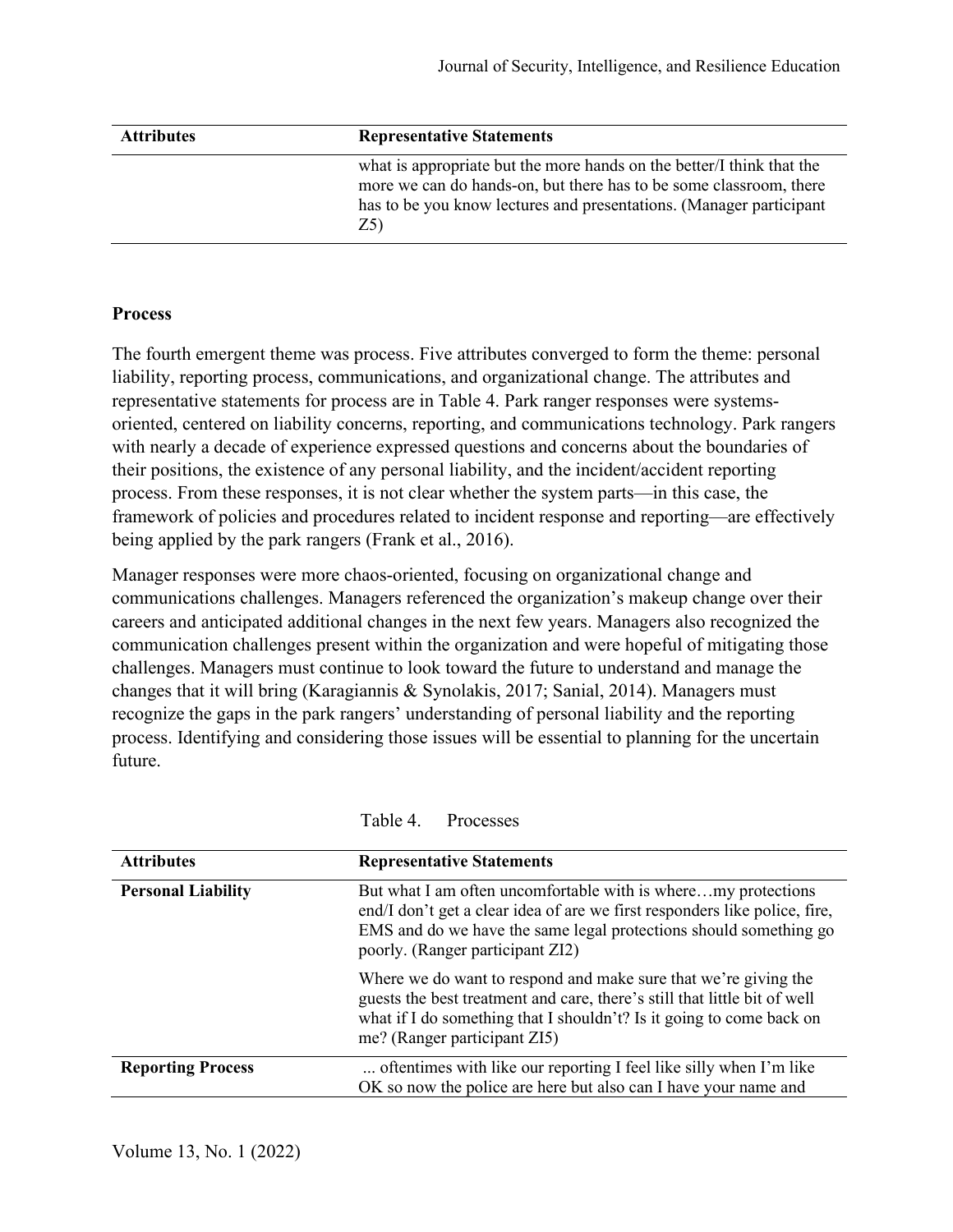| Attributes | Representative Statements |
|---|---|
| | what is appropriate but the more hands on the better/I think that the more we can do hands-on, but there has to be some classroom, there has to be you know lectures and presentations. (Manager participant Z5) |

**Process**

The fourth emergent theme was process. Five attributes converged to form the theme: personal liability, reporting process, communications, and organizational change. The attributes and representative statements for process are in Table 4. Park ranger responses were systems-oriented, centered on liability concerns, reporting, and communications technology. Park rangers with nearly a decade of experience expressed questions and concerns about the boundaries of their positions, the existence of any personal liability, and the incident/accident reporting process. From these responses, it is not clear whether the system parts—in this case, the framework of policies and procedures related to incident response and reporting—are effectively being applied by the park rangers (Frank et al., 2016).

Manager responses were more chaos-oriented, focusing on organizational change and communications challenges. Managers referenced the organization's makeup change over their careers and anticipated additional changes in the next few years. Managers also recognized the communication challenges present within the organization and were hopeful of mitigating those challenges. Managers must continue to look toward the future to understand and manage the changes that it will bring (Karagiannis & Synolakis, 2017; Sanial, 2014). Managers must recognize the gaps in the park rangers' understanding of personal liability and the reporting process. Identifying and considering those issues will be essential to planning for the uncertain future.

Table 4. Processes

| Attributes | Representative Statements |
|---|---|
| **Personal Liability** | But what I am often uncomfortable with is where…my protections end/I don't get a clear idea of are we first responders like police, fire, EMS and do we have the same legal protections should something go poorly. (Ranger participant ZI2) |
| | Where we do want to respond and make sure that we're giving the guests the best treatment and care, there's still that little bit of well what if I do something that I shouldn't? Is it going to come back on me? (Ranger participant ZI5) |
| **Reporting Process** | ... oftentimes with like our reporting I feel like silly when I'm like OK so now the police are here but also can I have your name and |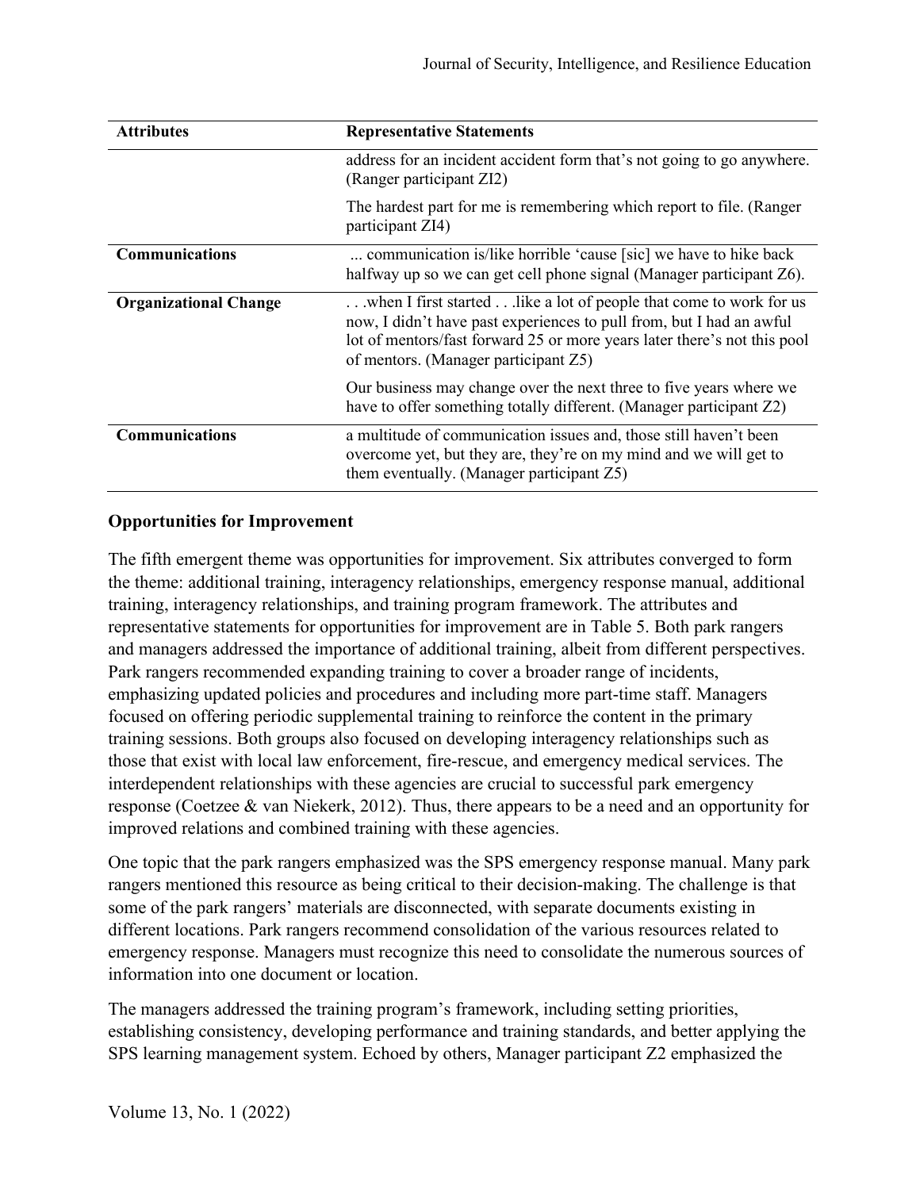| Attributes | Representative Statements |
|---|---|
| | address for an incident accident form that's not going to go anywhere. (Ranger participant ZI2) |
| | The hardest part for me is remembering which report to file. (Ranger participant ZI4) |
| **Communications** | ... communication is/like horrible 'cause [sic] we have to hike back halfway up so we can get cell phone signal (Manager participant Z6). |
| **Organizational Change** | . . .when I first started . . .like a lot of people that come to work for us now, I didn't have past experiences to pull from, but I had an awful lot of mentors/fast forward 25 or more years later there's not this pool of mentors. (Manager participant Z5) |
| | Our business may change over the next three to five years where we have to offer something totally different. (Manager participant Z2) |
| **Communications** | a multitude of communication issues and, those still haven't been overcome yet, but they are, they're on my mind and we will get to them eventually. (Manager participant Z5) |

### Opportunities for Improvement

The fifth emergent theme was opportunities for improvement. Six attributes converged to form the theme: additional training, interagency relationships, emergency response manual, additional training, interagency relationships, and training program framework. The attributes and representative statements for opportunities for improvement are in Table 5. Both park rangers and managers addressed the importance of additional training, albeit from different perspectives. Park rangers recommended expanding training to cover a broader range of incidents, emphasizing updated policies and procedures and including more part-time staff. Managers focused on offering periodic supplemental training to reinforce the content in the primary training sessions. Both groups also focused on developing interagency relationships such as those that exist with local law enforcement, fire-rescue, and emergency medical services. The interdependent relationships with these agencies are crucial to successful park emergency response (Coetzee & van Niekerk, 2012). Thus, there appears to be a need and an opportunity for improved relations and combined training with these agencies.

One topic that the park rangers emphasized was the SPS emergency response manual. Many park rangers mentioned this resource as being critical to their decision-making. The challenge is that some of the park rangers' materials are disconnected, with separate documents existing in different locations. Park rangers recommend consolidation of the various resources related to emergency response. Managers must recognize this need to consolidate the numerous sources of information into one document or location.

The managers addressed the training program's framework, including setting priorities, establishing consistency, developing performance and training standards, and better applying the SPS learning management system. Echoed by others, Manager participant Z2 emphasized the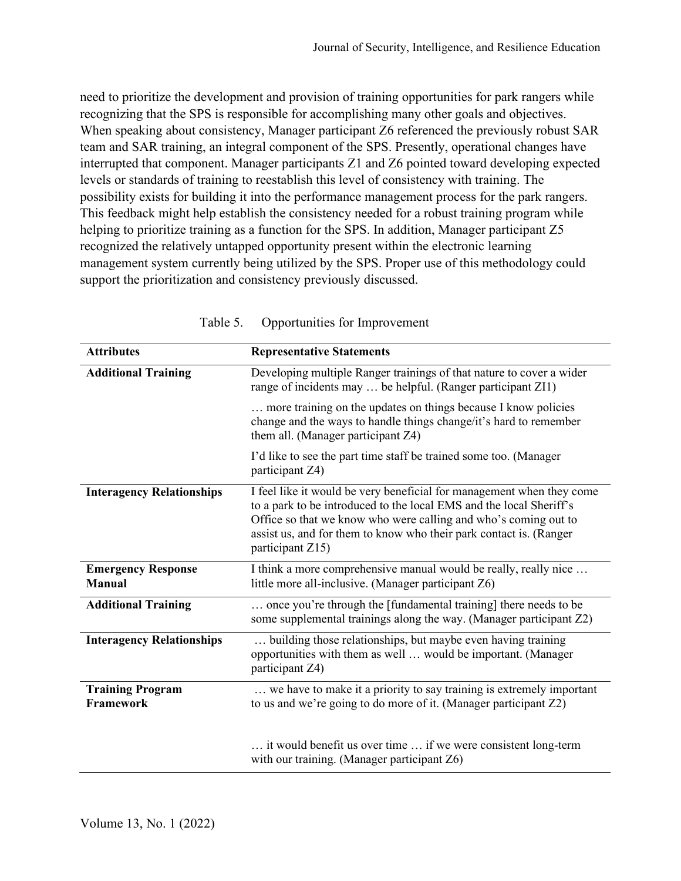need to prioritize the development and provision of training opportunities for park rangers while recognizing that the SPS is responsible for accomplishing many other goals and objectives. When speaking about consistency, Manager participant Z6 referenced the previously robust SAR team and SAR training, an integral component of the SPS. Presently, operational changes have interrupted that component. Manager participants Z1 and Z6 pointed toward developing expected levels or standards of training to reestablish this level of consistency with training. The possibility exists for building it into the performance management process for the park rangers. This feedback might help establish the consistency needed for a robust training program while helping to prioritize training as a function for the SPS. In addition, Manager participant Z5 recognized the relatively untapped opportunity present within the electronic learning management system currently being utilized by the SPS. Proper use of this methodology could support the prioritization and consistency previously discussed.

Table 5. Opportunities for Improvement

| Attributes | Representative Statements |
|---|---|
| **Additional Training** | Developing multiple Ranger trainings of that nature to cover a wider range of incidents may … be helpful. (Ranger participant ZI1) |
| | … more training on the updates on things because I know policies change and the ways to handle things change/it's hard to remember them all. (Manager participant Z4) |
| | I'd like to see the part time staff be trained some too. (Manager participant Z4) |
| **Interagency Relationships** | I feel like it would be very beneficial for management when they come to a park to be introduced to the local EMS and the local Sheriff's Office so that we know who were calling and who's coming out to assist us, and for them to know who their park contact is. (Ranger participant Z15) |
| **Emergency Response Manual** | I think a more comprehensive manual would be really, really nice … little more all-inclusive. (Manager participant Z6) |
| **Additional Training** | … once you're through the [fundamental training] there needs to be some supplemental trainings along the way. (Manager participant Z2) |
| **Interagency Relationships** | … building those relationships, but maybe even having training opportunities with them as well … would be important. (Manager participant Z4) |
| **Training Program Framework** | … we have to make it a priority to say training is extremely important to us and we're going to do more of it. (Manager participant Z2) |
| | … it would benefit us over time … if we were consistent long-term with our training. (Manager participant Z6) |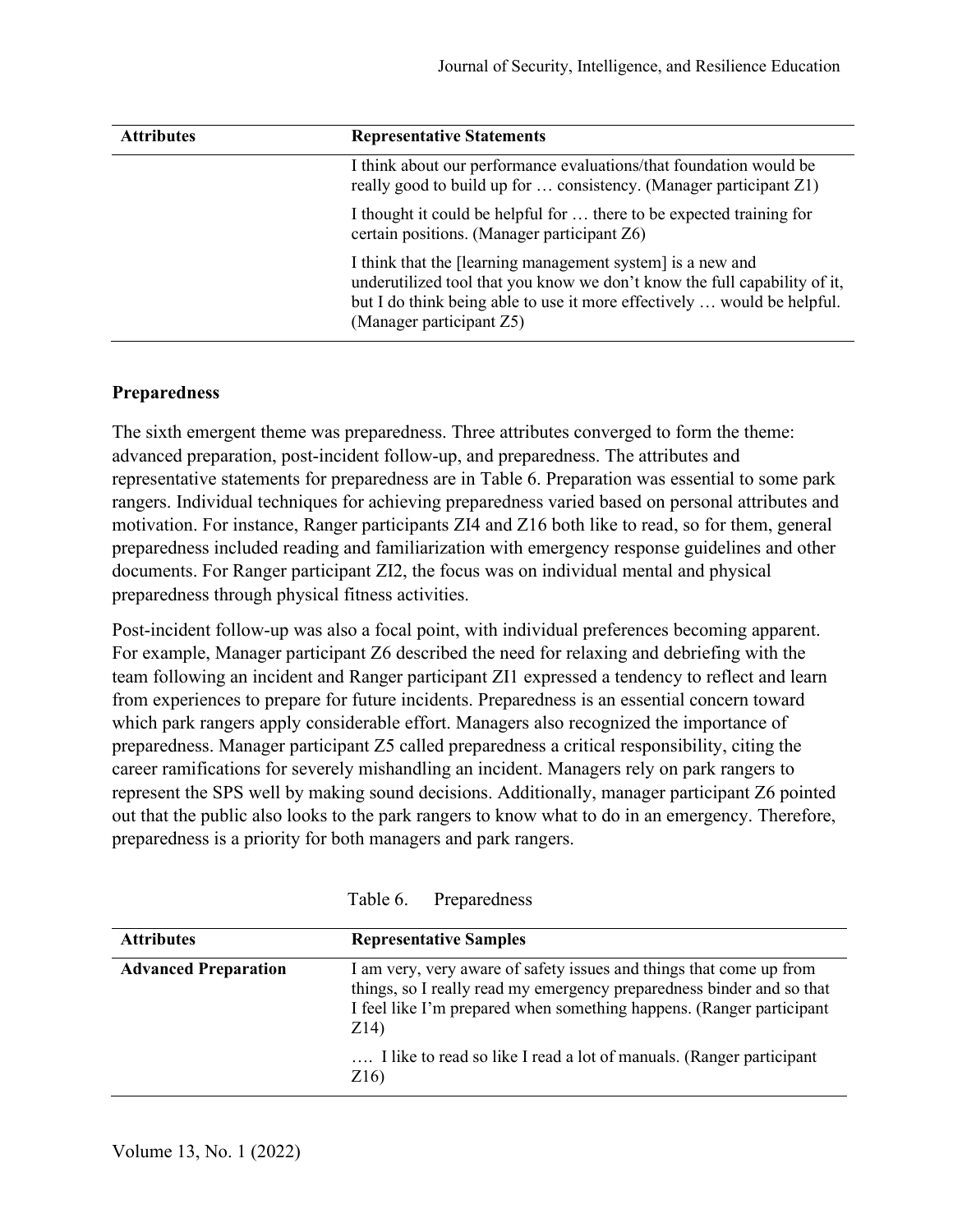| Attributes | Representative Statements |
|---|---|
| | I think about our performance evaluations/that foundation would be really good to build up for … consistency. (Manager participant Z1) |
| | I thought it could be helpful for … there to be expected training for certain positions. (Manager participant Z6) |
| | I think that the [learning management system] is a new and underutilized tool that you know we don't know the full capability of it, but I do think being able to use it more effectively … would be helpful. (Manager participant Z5) |

### Preparedness

The sixth emergent theme was preparedness. Three attributes converged to form the theme: advanced preparation, post-incident follow-up, and preparedness. The attributes and representative statements for preparedness are in Table 6. Preparation was essential to some park rangers. Individual techniques for achieving preparedness varied based on personal attributes and motivation. For instance, Ranger participants ZI4 and Z16 both like to read, so for them, general preparedness included reading and familiarization with emergency response guidelines and other documents. For Ranger participant ZI2, the focus was on individual mental and physical preparedness through physical fitness activities.

Post-incident follow-up was also a focal point, with individual preferences becoming apparent. For example, Manager participant Z6 described the need for relaxing and debriefing with the team following an incident and Ranger participant ZI1 expressed a tendency to reflect and learn from experiences to prepare for future incidents. Preparedness is an essential concern toward which park rangers apply considerable effort. Managers also recognized the importance of preparedness. Manager participant Z5 called preparedness a critical responsibility, citing the career ramifications for severely mishandling an incident. Managers rely on park rangers to represent the SPS well by making sound decisions. Additionally, manager participant Z6 pointed out that the public also looks to the park rangers to know what to do in an emergency. Therefore, preparedness is a priority for both managers and park rangers.

Table 6. Preparedness

| Attributes | Representative Samples |
|---|---|
| **Advanced Preparation** | I am very, very aware of safety issues and things that come up from things, so I really read my emergency preparedness binder and so that I feel like I'm prepared when something happens. (Ranger participant Z14) |
| | …. I like to read so like I read a lot of manuals. (Ranger participant Z16) |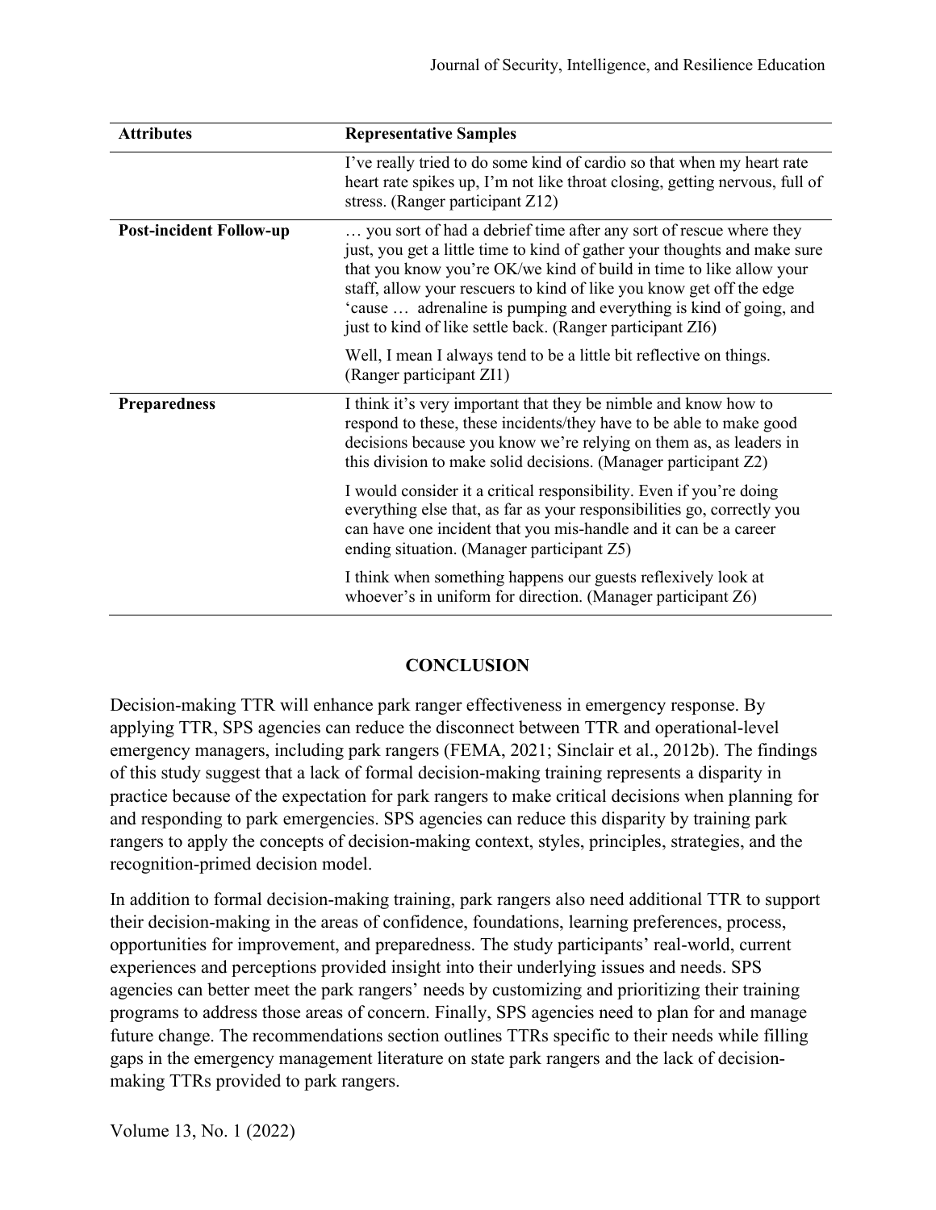| Attributes | Representative Samples |
| --- | --- |
| | I've really tried to do some kind of cardio so that when my heart rate heart rate spikes up, I'm not like throat closing, getting nervous, full of stress. (Ranger participant Z12) |
| **Post-incident Follow-up** | … you sort of had a debrief time after any sort of rescue where they just, you get a little time to kind of gather your thoughts and make sure that you know you're OK/we kind of build in time to like allow your staff, allow your rescuers to kind of like you know get off the edge 'cause … adrenaline is pumping and everything is kind of going, and just to kind of like settle back. (Ranger participant ZI6) |
| | Well, I mean I always tend to be a little bit reflective on things. (Ranger participant ZI1) |
| **Preparedness** | I think it's very important that they be nimble and know how to respond to these, these incidents/they have to be able to make good decisions because you know we're relying on them as, as leaders in this division to make solid decisions. (Manager participant Z2) |
| | I would consider it a critical responsibility. Even if you're doing everything else that, as far as your responsibilities go, correctly you can have one incident that you mis-handle and it can be a career ending situation. (Manager participant Z5) |
| | I think when something happens our guests reflexively look at whoever's in uniform for direction. (Manager participant Z6) |

## CONCLUSION

Decision-making TTR will enhance park ranger effectiveness in emergency response. By applying TTR, SPS agencies can reduce the disconnect between TTR and operational-level emergency managers, including park rangers (FEMA, 2021; Sinclair et al., 2012b). The findings of this study suggest that a lack of formal decision-making training represents a disparity in practice because of the expectation for park rangers to make critical decisions when planning for and responding to park emergencies. SPS agencies can reduce this disparity by training park rangers to apply the concepts of decision-making context, styles, principles, strategies, and the recognition-primed decision model.

In addition to formal decision-making training, park rangers also need additional TTR to support their decision-making in the areas of confidence, foundations, learning preferences, process, opportunities for improvement, and preparedness. The study participants' real-world, current experiences and perceptions provided insight into their underlying issues and needs. SPS agencies can better meet the park rangers' needs by customizing and prioritizing their training programs to address those areas of concern. Finally, SPS agencies need to plan for and manage future change. The recommendations section outlines TTRs specific to their needs while filling gaps in the emergency management literature on state park rangers and the lack of decision-making TTRs provided to park rangers.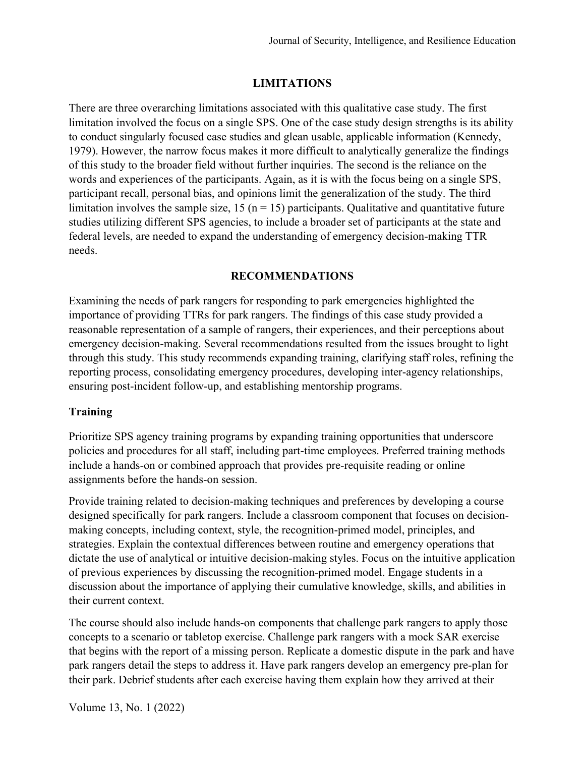## LIMITATIONS

There are three overarching limitations associated with this qualitative case study. The first limitation involved the focus on a single SPS. One of the case study design strengths is its ability to conduct singularly focused case studies and glean usable, applicable information (Kennedy, 1979). However, the narrow focus makes it more difficult to analytically generalize the findings of this study to the broader field without further inquiries. The second is the reliance on the words and experiences of the participants. Again, as it is with the focus being on a single SPS, participant recall, personal bias, and opinions limit the generalization of the study. The third limitation involves the sample size, 15 ($n = 15$) participants. Qualitative and quantitative future studies utilizing different SPS agencies, to include a broader set of participants at the state and federal levels, are needed to expand the understanding of emergency decision-making TTR needs.

## RECOMMENDATIONS

Examining the needs of park rangers for responding to park emergencies highlighted the importance of providing TTRs for park rangers. The findings of this case study provided a reasonable representation of a sample of rangers, their experiences, and their perceptions about emergency decision-making. Several recommendations resulted from the issues brought to light through this study. This study recommends expanding training, clarifying staff roles, refining the reporting process, consolidating emergency procedures, developing inter-agency relationships, ensuring post-incident follow-up, and establishing mentorship programs.

### Training

Prioritize SPS agency training programs by expanding training opportunities that underscore policies and procedures for all staff, including part-time employees. Preferred training methods include a hands-on or combined approach that provides pre-requisite reading or online assignments before the hands-on session.

Provide training related to decision-making techniques and preferences by developing a course designed specifically for park rangers. Include a classroom component that focuses on decision-making concepts, including context, style, the recognition-primed model, principles, and strategies. Explain the contextual differences between routine and emergency operations that dictate the use of analytical or intuitive decision-making styles. Focus on the intuitive application of previous experiences by discussing the recognition-primed model. Engage students in a discussion about the importance of applying their cumulative knowledge, skills, and abilities in their current context.

The course should also include hands-on components that challenge park rangers to apply those concepts to a scenario or tabletop exercise. Challenge park rangers with a mock SAR exercise that begins with the report of a missing person. Replicate a domestic dispute in the park and have park rangers detail the steps to address it. Have park rangers develop an emergency pre-plan for their park. Debrief students after each exercise having them explain how they arrived at their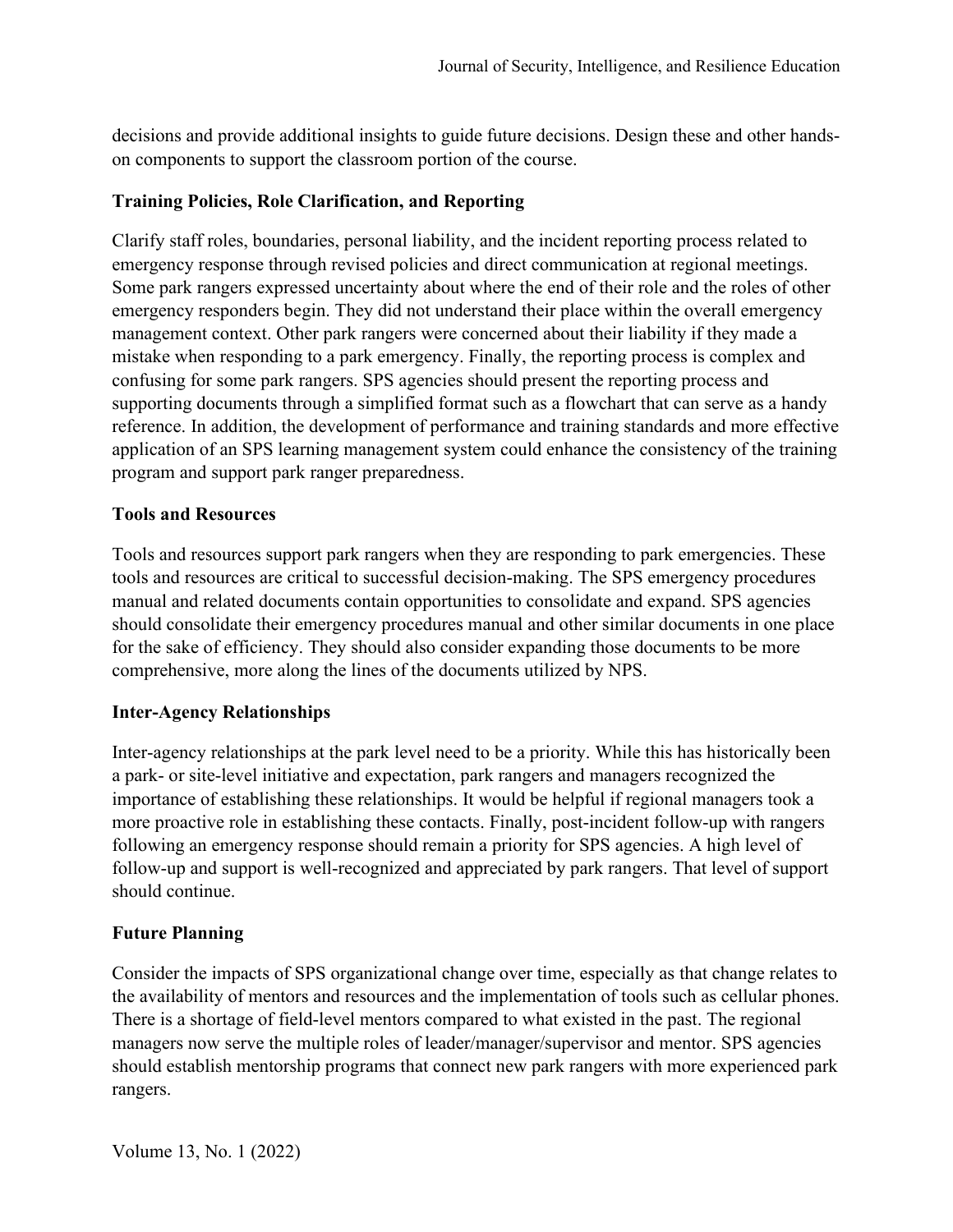decisions and provide additional insights to guide future decisions. Design these and other hands-on components to support the classroom portion of the course.

### Training Policies, Role Clarification, and Reporting

Clarify staff roles, boundaries, personal liability, and the incident reporting process related to emergency response through revised policies and direct communication at regional meetings. Some park rangers expressed uncertainty about where the end of their role and the roles of other emergency responders begin. They did not understand their place within the overall emergency management context. Other park rangers were concerned about their liability if they made a mistake when responding to a park emergency. Finally, the reporting process is complex and confusing for some park rangers. SPS agencies should present the reporting process and supporting documents through a simplified format such as a flowchart that can serve as a handy reference. In addition, the development of performance and training standards and more effective application of an SPS learning management system could enhance the consistency of the training program and support park ranger preparedness.

### Tools and Resources

Tools and resources support park rangers when they are responding to park emergencies. These tools and resources are critical to successful decision-making. The SPS emergency procedures manual and related documents contain opportunities to consolidate and expand. SPS agencies should consolidate their emergency procedures manual and other similar documents in one place for the sake of efficiency. They should also consider expanding those documents to be more comprehensive, more along the lines of the documents utilized by NPS.

### Inter-Agency Relationships

Inter-agency relationships at the park level need to be a priority. While this has historically been a park- or site-level initiative and expectation, park rangers and managers recognized the importance of establishing these relationships. It would be helpful if regional managers took a more proactive role in establishing these contacts. Finally, post-incident follow-up with rangers following an emergency response should remain a priority for SPS agencies. A high level of follow-up and support is well-recognized and appreciated by park rangers. That level of support should continue.

### Future Planning

Consider the impacts of SPS organizational change over time, especially as that change relates to the availability of mentors and resources and the implementation of tools such as cellular phones. There is a shortage of field-level mentors compared to what existed in the past. The regional managers now serve the multiple roles of leader/manager/supervisor and mentor. SPS agencies should establish mentorship programs that connect new park rangers with more experienced park rangers.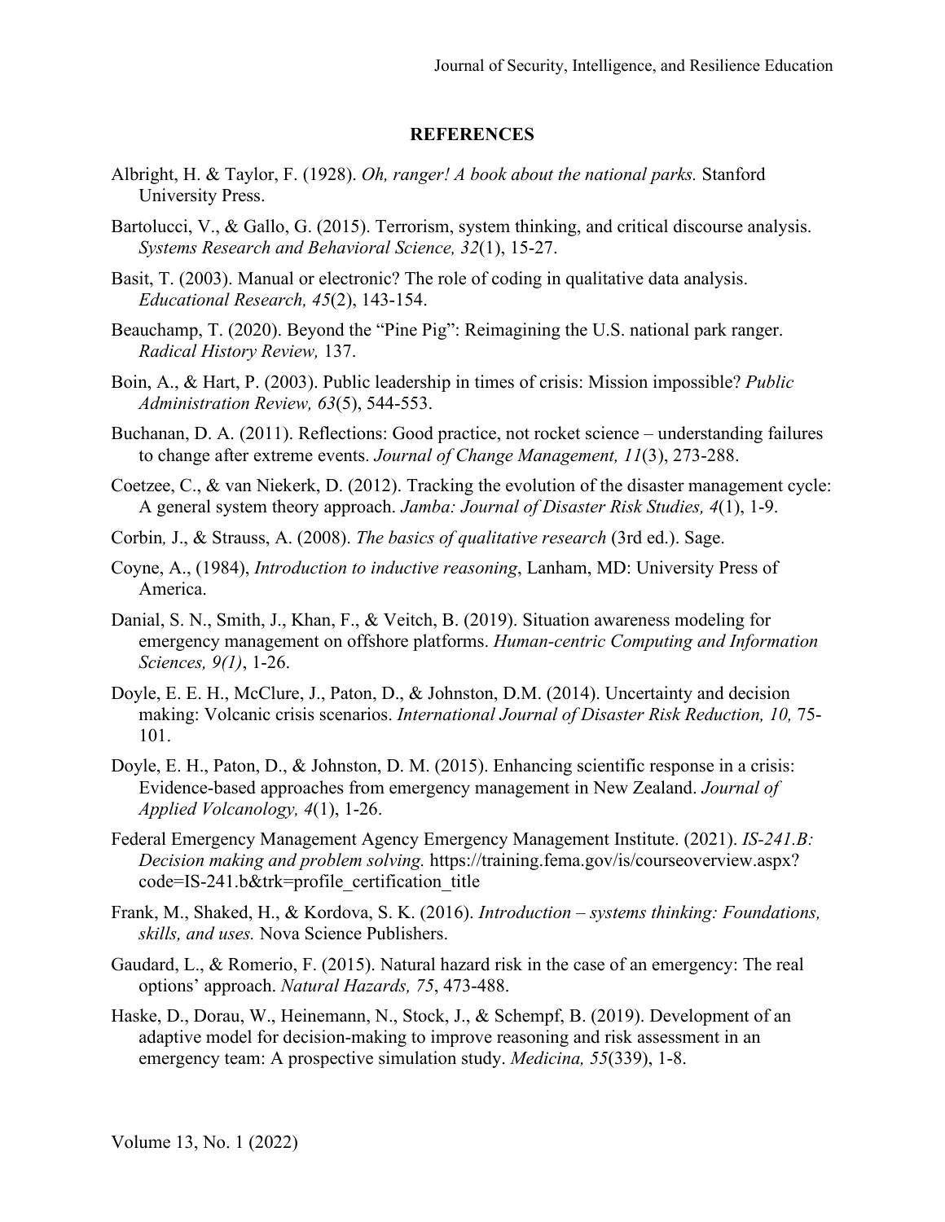## REFERENCES

Albright, H. & Taylor, F. (1928). *Oh, ranger! A book about the national parks.* Stanford University Press.

Bartolucci, V., & Gallo, G. (2015). Terrorism, system thinking, and critical discourse analysis. *Systems Research and Behavioral Science, 32*(1), 15-27.

Basit, T. (2003). Manual or electronic? The role of coding in qualitative data analysis. *Educational Research, 45*(2), 143-154.

Beauchamp, T. (2020). Beyond the "Pine Pig": Reimagining the U.S. national park ranger. *Radical History Review,* 137.

Boin, A., & Hart, P. (2003). Public leadership in times of crisis: Mission impossible? *Public Administration Review, 63*(5), 544-553.

Buchanan, D. A. (2011). Reflections: Good practice, not rocket science – understanding failures to change after extreme events. *Journal of Change Management, 11*(3), 273-288.

Coetzee, C., & van Niekerk, D. (2012). Tracking the evolution of the disaster management cycle: A general system theory approach. *Jamba: Journal of Disaster Risk Studies, 4*(1), 1-9.

Corbin, J., & Strauss, A. (2008). *The basics of qualitative research* (3rd ed.). Sage.

Coyne, A., (1984), *Introduction to inductive reasoning*, Lanham, MD: University Press of America.

Danial, S. N., Smith, J., Khan, F., & Veitch, B. (2019). Situation awareness modeling for emergency management on offshore platforms. *Human-centric Computing and Information Sciences, 9(1)*, 1-26.

Doyle, E. E. H., McClure, J., Paton, D., & Johnston, D.M. (2014). Uncertainty and decision making: Volcanic crisis scenarios. *International Journal of Disaster Risk Reduction, 10,* 75-101.

Doyle, E. H., Paton, D., & Johnston, D. M. (2015). Enhancing scientific response in a crisis: Evidence-based approaches from emergency management in New Zealand. *Journal of Applied Volcanology, 4*(1), 1-26.

Federal Emergency Management Agency Emergency Management Institute. (2021). *IS-241.B: Decision making and problem solving.* https://training.fema.gov/is/courseoverview.aspx?code=IS-241.b&trk=profile_certification_title

Frank, M., Shaked, H., & Kordova, S. K. (2016). *Introduction – systems thinking: Foundations, skills, and uses.* Nova Science Publishers.

Gaudard, L., & Romerio, F. (2015). Natural hazard risk in the case of an emergency: The real options' approach. *Natural Hazards, 75*, 473-488.

Haske, D., Dorau, W., Heinemann, N., Stock, J., & Schempf, B. (2019). Development of an adaptive model for decision-making to improve reasoning and risk assessment in an emergency team: A prospective simulation study. *Medicina, 55*(339), 1-8.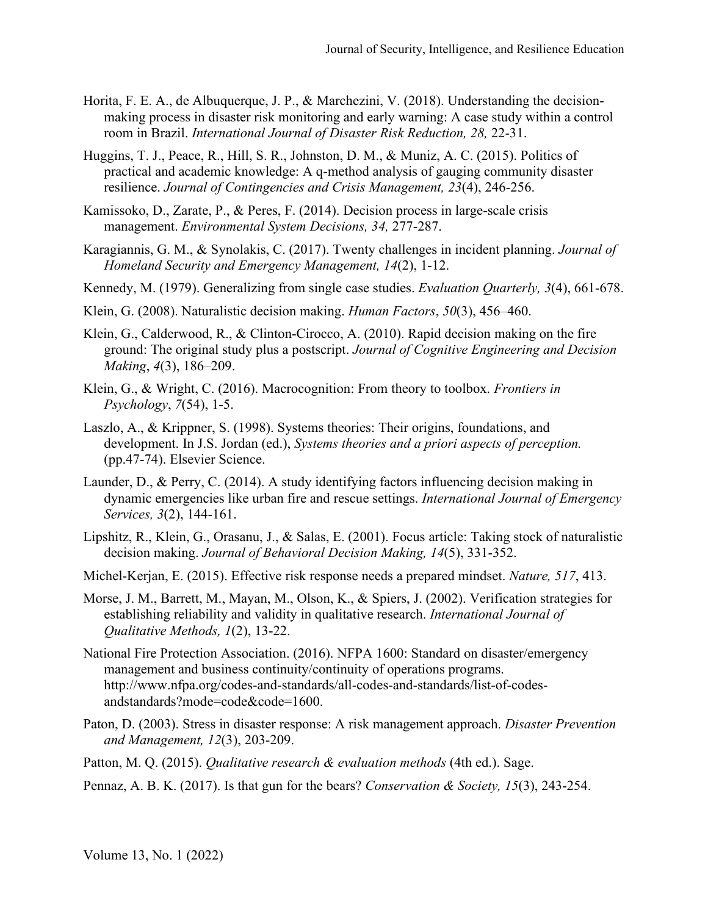Horita, F. E. A., de Albuquerque, J. P., & Marchezini, V. (2018). Understanding the decision-making process in disaster risk monitoring and early warning: A case study within a control room in Brazil. *International Journal of Disaster Risk Reduction, 28,* 22-31.

Huggins, T. J., Peace, R., Hill, S. R., Johnston, D. M., & Muniz, A. C. (2015). Politics of practical and academic knowledge: A q-method analysis of gauging community disaster resilience. *Journal of Contingencies and Crisis Management, 23*(4), 246-256.

Kamissoko, D., Zarate, P., & Peres, F. (2014). Decision process in large-scale crisis management. *Environmental System Decisions, 34,* 277-287.

Karagiannis, G. M., & Synolakis, C. (2017). Twenty challenges in incident planning. *Journal of Homeland Security and Emergency Management, 14*(2), 1-12.

Kennedy, M. (1979). Generalizing from single case studies. *Evaluation Quarterly, 3*(4), 661-678.

Klein, G. (2008). Naturalistic decision making. *Human Factors*, *50*(3), 456–460.

Klein, G., Calderwood, R., & Clinton-Cirocco, A. (2010). Rapid decision making on the fire ground: The original study plus a postscript. *Journal of Cognitive Engineering and Decision Making*, *4*(3), 186–209.

Klein, G., & Wright, C. (2016). Macrocognition: From theory to toolbox. *Frontiers in Psychology*, *7*(54), 1-5.

Laszlo, A., & Krippner, S. (1998). Systems theories: Their origins, foundations, and development. In J.S. Jordan (ed.), *Systems theories and a priori aspects of perception.* (pp.47-74). Elsevier Science.

Launder, D., & Perry, C. (2014). A study identifying factors influencing decision making in dynamic emergencies like urban fire and rescue settings. *International Journal of Emergency Services, 3*(2), 144-161.

Lipshitz, R., Klein, G., Orasanu, J., & Salas, E. (2001). Focus article: Taking stock of naturalistic decision making. *Journal of Behavioral Decision Making, 14*(5), 331-352.

Michel-Kerjan, E. (2015). Effective risk response needs a prepared mindset. *Nature, 517*, 413.

Morse, J. M., Barrett, M., Mayan, M., Olson, K., & Spiers, J. (2002). Verification strategies for establishing reliability and validity in qualitative research. *International Journal of Qualitative Methods, 1*(2), 13-22.

National Fire Protection Association. (2016). NFPA 1600: Standard on disaster/emergency management and business continuity/continuity of operations programs. http://www.nfpa.org/codes-and-standards/all-codes-and-standards/list-of-codes-andstandards?mode=code&code=1600.

Paton, D. (2003). Stress in disaster response: A risk management approach. *Disaster Prevention and Management, 12*(3), 203-209.

Patton, M. Q. (2015). *Qualitative research & evaluation methods* (4th ed.). Sage.

Pennaz, A. B. K. (2017). Is that gun for the bears? *Conservation & Society, 15*(3), 243-254.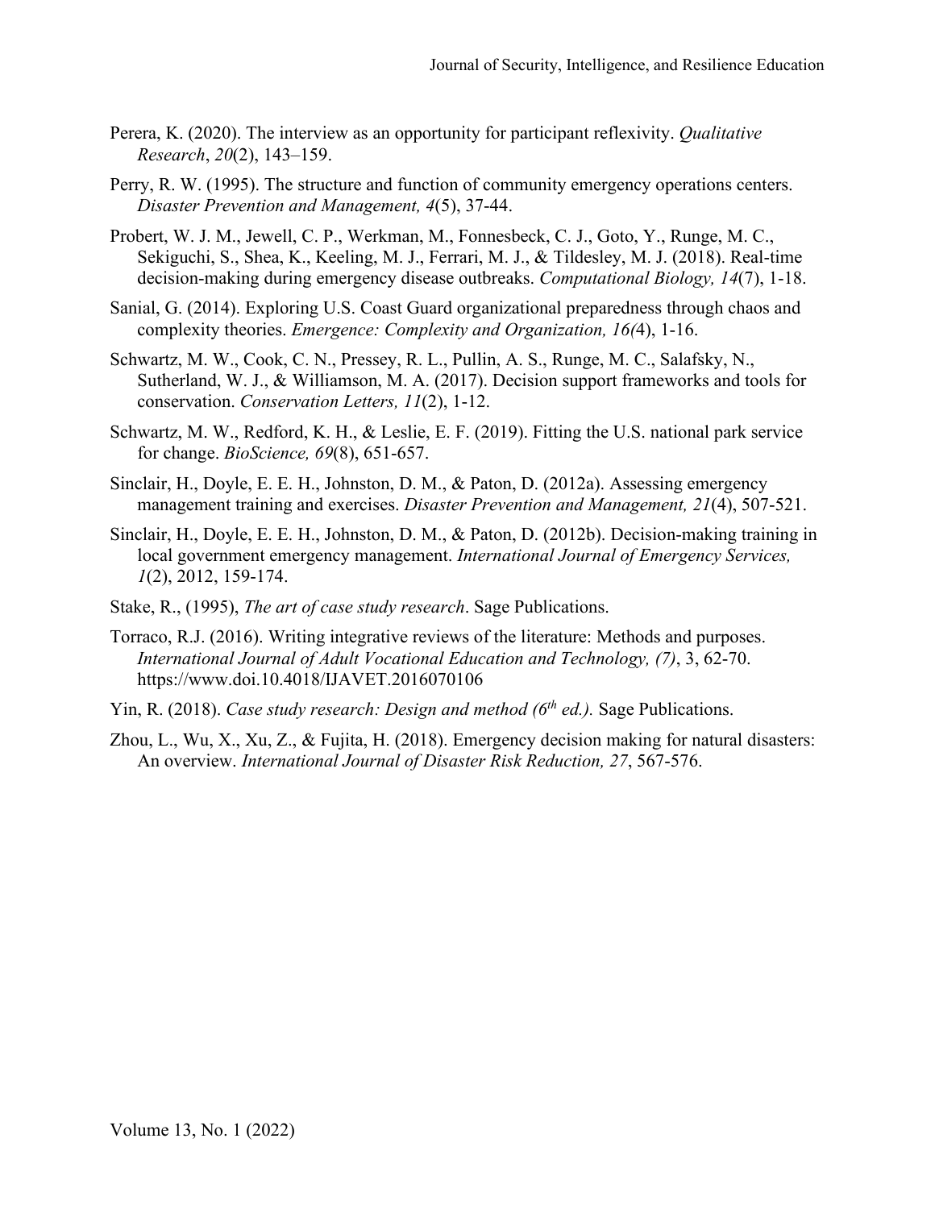Perera, K. (2020). The interview as an opportunity for participant reflexivity. *Qualitative Research*, *20*(2), 143–159.

Perry, R. W. (1995). The structure and function of community emergency operations centers. *Disaster Prevention and Management, 4*(5), 37-44.

Probert, W. J. M., Jewell, C. P., Werkman, M., Fonnesbeck, C. J., Goto, Y., Runge, M. C., Sekiguchi, S., Shea, K., Keeling, M. J., Ferrari, M. J., & Tildesley, M. J. (2018). Real-time decision-making during emergency disease outbreaks. *Computational Biology, 14*(7), 1-18.

Sanial, G. (2014). Exploring U.S. Coast Guard organizational preparedness through chaos and complexity theories. *Emergence: Complexity and Organization, 16(*4), 1-16.

Schwartz, M. W., Cook, C. N., Pressey, R. L., Pullin, A. S., Runge, M. C., Salafsky, N., Sutherland, W. J., & Williamson, M. A. (2017). Decision support frameworks and tools for conservation. *Conservation Letters, 11*(2), 1-12.

Schwartz, M. W., Redford, K. H., & Leslie, E. F. (2019). Fitting the U.S. national park service for change. *BioScience, 69*(8), 651-657.

Sinclair, H., Doyle, E. E. H., Johnston, D. M., & Paton, D. (2012a). Assessing emergency management training and exercises. *Disaster Prevention and Management, 21*(4), 507-521.

Sinclair, H., Doyle, E. E. H., Johnston, D. M., & Paton, D. (2012b). Decision-making training in local government emergency management. *International Journal of Emergency Services, 1*(2), 2012, 159-174.

Stake, R., (1995), *The art of case study research*. Sage Publications.

Torraco, R.J. (2016). Writing integrative reviews of the literature: Methods and purposes. *International Journal of Adult Vocational Education and Technology, (7)*, 3, 62-70. https://www.doi.10.4018/IJAVET.2016070106

Yin, R. (2018). *Case study research: Design and method (6th ed.).* Sage Publications.

Zhou, L., Wu, X., Xu, Z., & Fujita, H. (2018). Emergency decision making for natural disasters: An overview. *International Journal of Disaster Risk Reduction, 27*, 567-576.